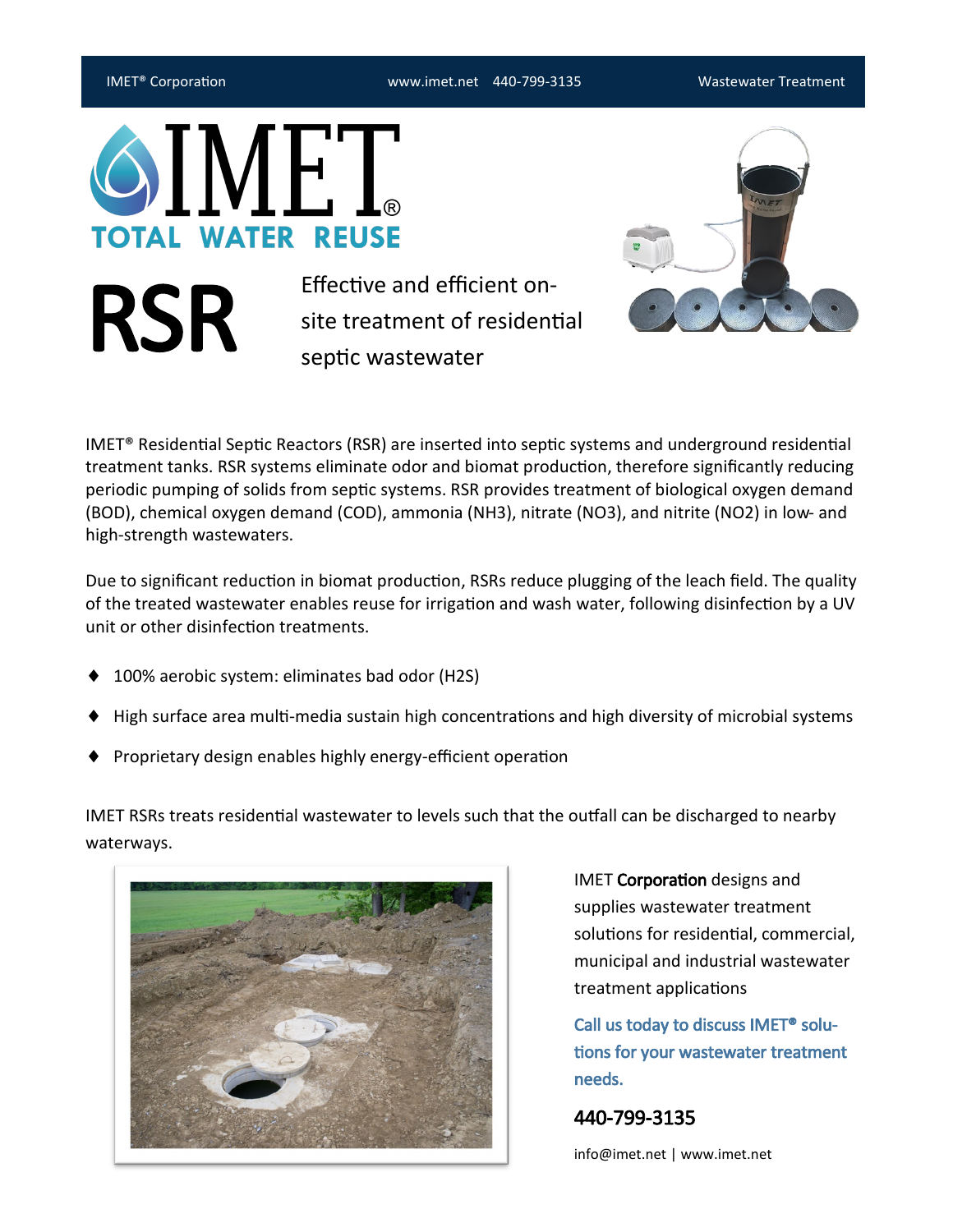IMET® Corporation www.imet.net 440-799-3135 Wastewater Treatment

# IMET®

TOTAL WATER REUSE

# RSR

Effective and efficient on-site treatment of residential septic wastewater

IMET® Residential Septic Reactors (RSR) are inserted into septic systems and underground residential treatment tanks. RSR systems eliminate odor and biomat production, therefore significantly reducing periodic pumping of solids from septic systems. RSR provides treatment of biological oxygen demand (BOD), chemical oxygen demand (COD), ammonia ($NH_3$), nitrate ($NO_3$), and nitrite ($NO_2$) in low- and high-strength wastewaters.

Due to significant reduction in biomat production, RSRs reduce plugging of the leach field. The quality of the treated wastewater enables reuse for irrigation and wash water, following disinfection by a UV unit or other disinfection treatments.

- 100% aerobic system: eliminates bad odor ($H_2S$)
- High surface area multi-media sustain high concentrations and high diversity of microbial systems
- Proprietary design enables highly energy-efficient operation

IMET RSRs treats residential wastewater to levels such that the outfall can be discharged to nearby waterways.

IMET **Corporation** designs and supplies wastewater treatment solutions for residential, commercial, municipal and industrial wastewater treatment applications

**Call us today to discuss IMET® solutions for your wastewater treatment needs.**

**440-799-3135**

info@imet.net | www.imet.net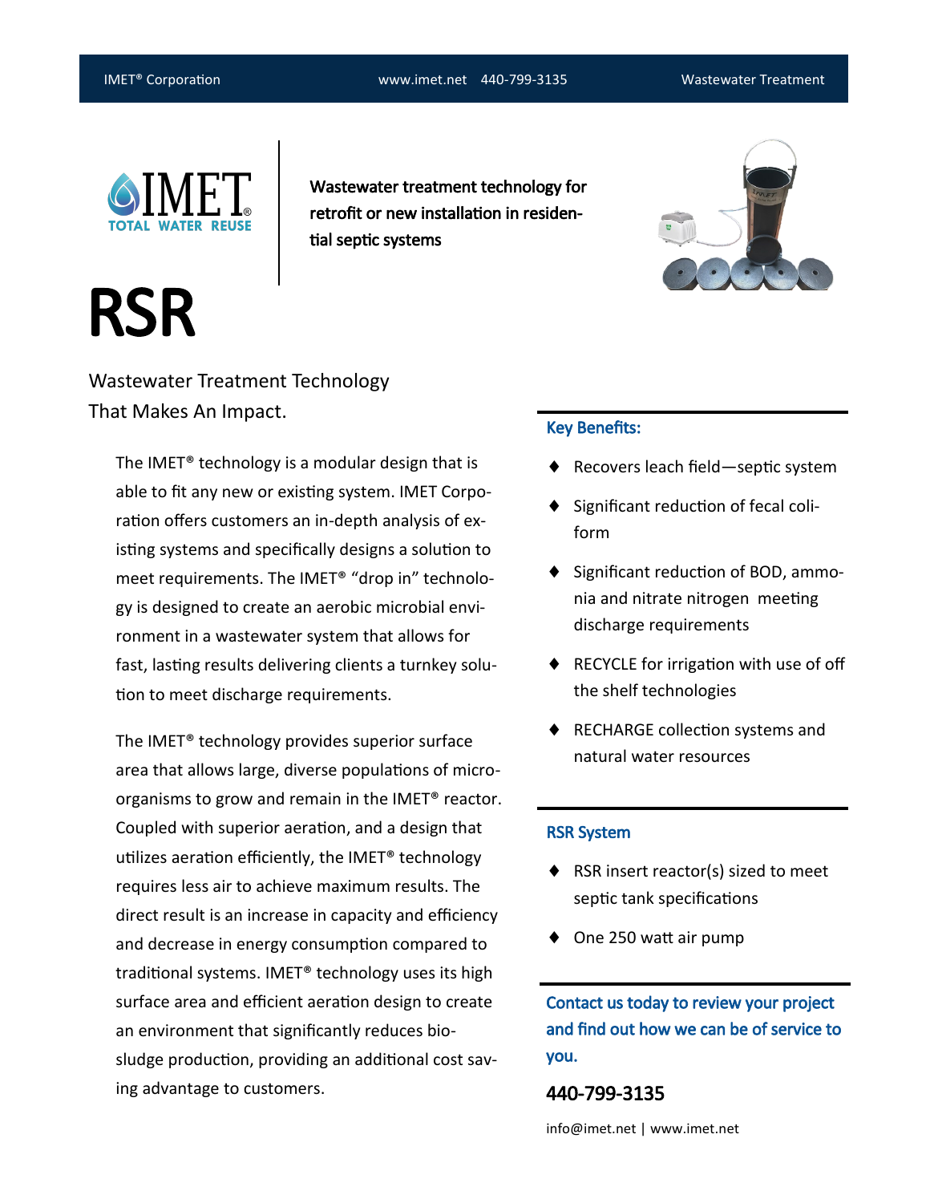IMET® Corporation    www.imet.net    440-799-3135    Wastewater Treatment

IMET TOTAL WATER REUSE

**Wastewater treatment technology for retrofit or new installation in residential septic systems**

# RSR

## Wastewater Treatment Technology That Makes An Impact.

The IMET® technology is a modular design that is able to fit any new or existing system. IMET Corporation offers customers an in-depth analysis of existing systems and specifically designs a solution to meet requirements. The IMET® "drop in" technology is designed to create an aerobic microbial environment in a wastewater system that allows for fast, lasting results delivering clients a turnkey solution to meet discharge requirements.

The IMET® technology provides superior surface area that allows large, diverse populations of microorganisms to grow and remain in the IMET® reactor. Coupled with superior aeration, and a design that utilizes aeration efficiently, the IMET® technology requires less air to achieve maximum results. The direct result is an increase in capacity and efficiency and decrease in energy consumption compared to traditional systems. IMET® technology uses its high surface area and efficient aeration design to create an environment that significantly reduces biosludge production, providing an additional cost saving advantage to customers.

### Key Benefits:

- Recovers leach field—septic system
- Significant reduction of fecal coliform
- Significant reduction of BOD, ammonia and nitrate nitrogen meeting discharge requirements
- RECYCLE for irrigation with use of off the shelf technologies
- RECHARGE collection systems and natural water resources

### RSR System

- RSR insert reactor(s) sized to meet septic tank specifications
- One 250 watt air pump

**Contact us today to review your project and find out how we can be of service to you.**

**440-799-3135**

info@imet.net | www.imet.net